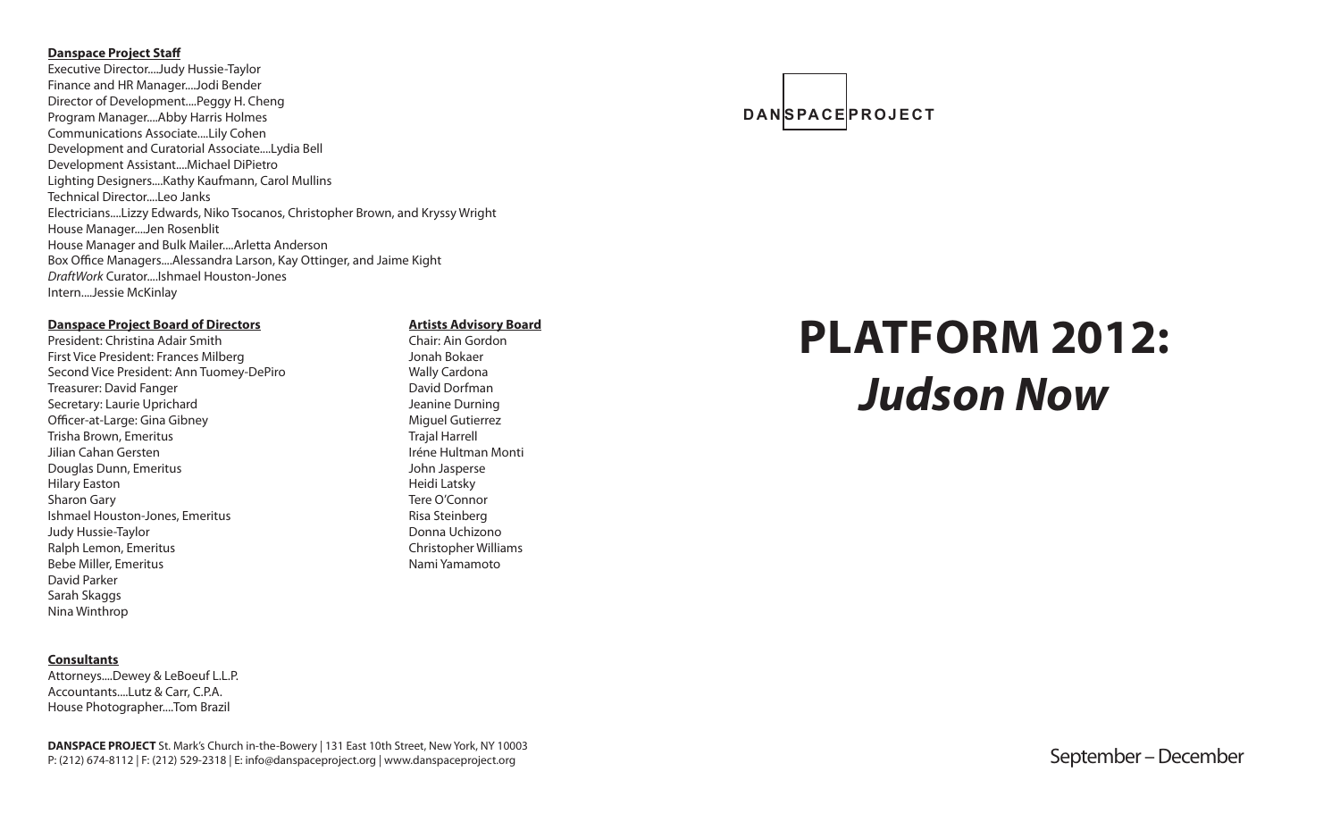**Danspace Project Staff**

Executive Director....Judy Hussie-Taylor
Finance and HR Manager....Jodi Bender
Director of Development....Peggy H. Cheng
Program Manager....Abby Harris Holmes
Communications Associate....Lily Cohen
Development and Curatorial Associate....Lydia Bell
Development Assistant....Michael DiPietro
Lighting Designers....Kathy Kaufmann, Carol Mullins
Technical Director....Leo Janks
Electricians....Lizzy Edwards, Niko Tsocanos, Christopher Brown, and Kryssy Wright
House Manager....Jen Rosenblit
House Manager and Bulk Mailer....Arletta Anderson
Box Office Managers....Alessandra Larson, Kay Ottinger, and Jaime Kight
*DraftWork* Curator....Ishmael Houston-Jones
Intern....Jessie McKinlay

**Danspace Project Board of Directors**

President: Christina Adair Smith
First Vice President: Frances Milberg
Second Vice President: Ann Tuomey-DePiro
Treasurer: David Fanger
Secretary: Laurie Uprichard
Officer-at-Large: Gina Gibney
Trisha Brown, Emeritus
Jilian Cahan Gersten
Douglas Dunn, Emeritus
Hilary Easton
Sharon Gary
Ishmael Houston-Jones, Emeritus
Judy Hussie-Taylor
Ralph Lemon, Emeritus
Bebe Miller, Emeritus
David Parker
Sarah Skaggs
Nina Winthrop

**Artists Advisory Board**

Chair: Ain Gordon
Jonah Bokaer
Wally Cardona
David Dorfman
Jeanine Durning
Miguel Gutierrez
Trajal Harrell
Iréne Hultman Monti
John Jasperse
Heidi Latsky
Tere O'Connor
Risa Steinberg
Donna Uchizono
Christopher Williams
Nami Yamamoto

**Consultants**

Attorneys....Dewey & LeBoeuf L.L.P.
Accountants....Lutz & Carr, C.P.A.
House Photographer....Tom Brazil

**DANSPACE PROJECT** St. Mark's Church in-the-Bowery | 131 East 10th Street, New York, NY 10003
P: (212) 674-8112 | F: (212) 529-2318 | E: info@danspaceproject.org | www.danspaceproject.org

DANSPACEPROJECT

# PLATFORM 2012: *Judson Now*

September – December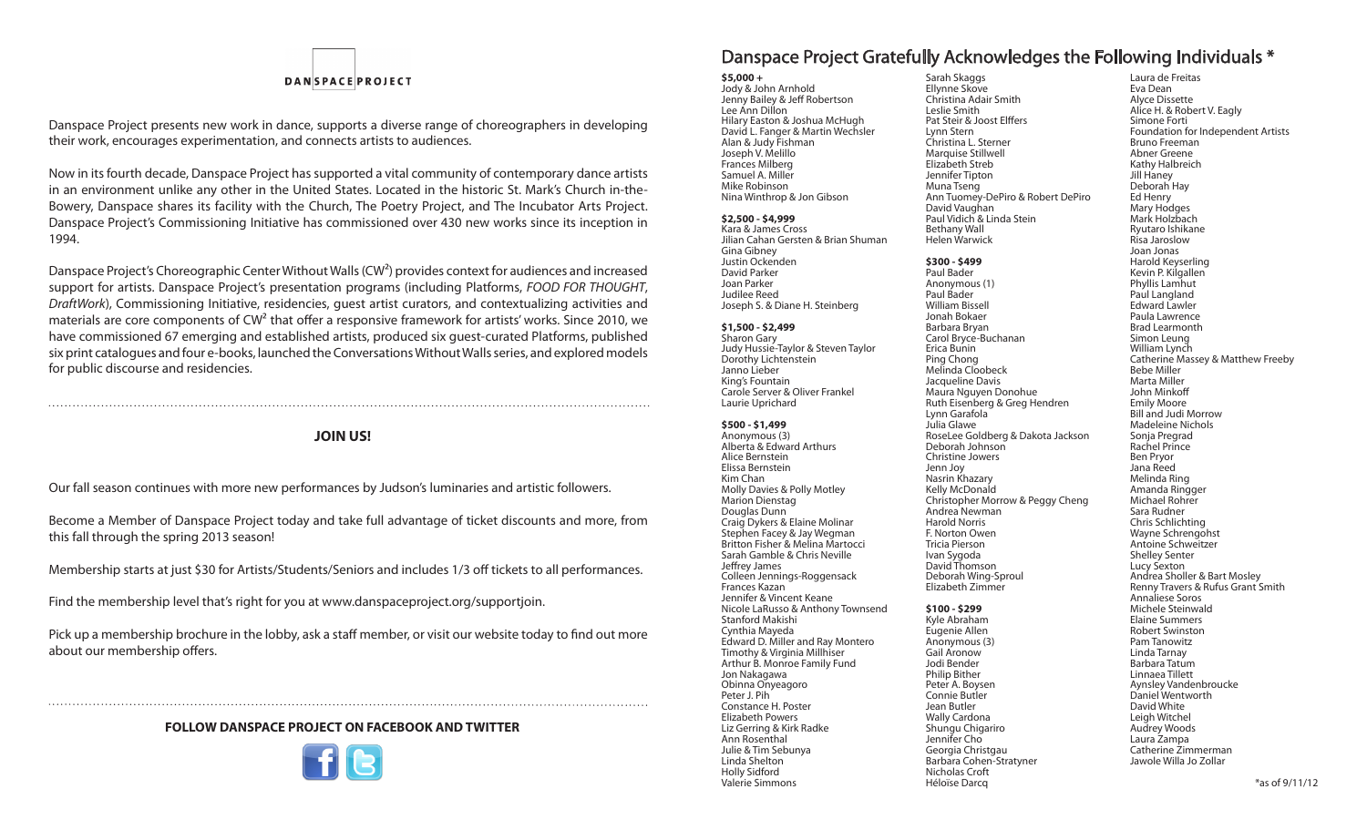**DANSPACE PROJECT**

Danspace Project presents new work in dance, supports a diverse range of choreographers in developing their work, encourages experimentation, and connects artists to audiences.

Now in its fourth decade, Danspace Project has supported a vital community of contemporary dance artists in an environment unlike any other in the United States. Located in the historic St. Mark's Church in-the-Bowery, Danspace shares its facility with the Church, The Poetry Project, and The Incubator Arts Project. Danspace Project's Commissioning Initiative has commissioned over 430 new works since its inception in 1994.

Danspace Project's Choreographic Center Without Walls (CW²) provides context for audiences and increased support for artists. Danspace Project's presentation programs (including Platforms, *FOOD FOR THOUGHT*, *DraftWork*), Commissioning Initiative, residencies, guest artist curators, and contextualizing activities and materials are core components of CW² that offer a responsive framework for artists' works. Since 2010, we have commissioned 67 emerging and established artists, produced six guest-curated Platforms, published six print catalogues and four e-books, launched the Conversations Without Walls series, and explored models for public discourse and residencies.

**JOIN US!**

Our fall season continues with more new performances by Judson's luminaries and artistic followers.

Become a Member of Danspace Project today and take full advantage of ticket discounts and more, from this fall through the spring 2013 season!

Membership starts at just $30 for Artists/Students/Seniors and includes 1/3 off tickets to all performances.

Find the membership level that's right for you at www.danspaceproject.org/supportjoin.

Pick up a membership brochure in the lobby, ask a staff member, or visit our website today to find out more about our membership offers.

**FOLLOW DANSPACE PROJECT ON FACEBOOK AND TWITTER**

## Danspace Project Gratefully Acknowledges the Following Individuals *

**$5,000 +**
Jody & John Arnhold
Jenny Bailey & Jeff Robertson
Lee Ann Dillon
Hilary Easton & Joshua McHugh
David L. Fanger & Martin Wechsler
Alan & Judy Fishman
Joseph V. Melillo
Frances Milberg
Samuel A. Miller
Mike Robinson
Nina Winthrop & Jon Gibson

**$2,500 - $4,999**
Kara & James Cross
Jilian Cahan Gersten & Brian Shuman
Gina Gibney
Justin Ockenden
David Parker
Joan Parker
Judilee Reed
Joseph S. & Diane H. Steinberg

**$1,500 - $2,499**
Sharon Gary
Judy Hussie-Taylor & Steven Taylor
Dorothy Lichtenstein
Janno Lieber
King's Fountain
Carole Server & Oliver Frankel
Laurie Uprichard

**$500 - $1,499**
Anonymous (3)
Alberta & Edward Arthurs
Alice Bernstein
Elissa Bernstein
Kim Chan
Molly Davies & Polly Motley
Marion Dienstag
Douglas Dunn
Craig Dykers & Elaine Molinar
Stephen Facey & Jay Wegman
Britton Fisher & Melina Martocci
Sarah Gamble & Chris Neville
Jeffrey James
Colleen Jennings-Roggensack
Frances Kazan
Jennifer & Vincent Keane
Nicole LaRusso & Anthony Townsend
Stanford Makishi
Cynthia Mayeda
Edward D. Miller and Ray Montero
Timothy & Virginia Millhiser
Arthur B. Monroe Family Fund
Jon Nakagawa
Obinna Onyeagoro
Peter J. Pih
Constance H. Poster
Elizabeth Powers
Liz Gerring & Kirk Radke
Ann Rosenthal
Julie & Tim Sebunya
Linda Shelton
Holly Sidford
Valerie Simmons
Sarah Skaggs
Ellynne Skove
Christina Adair Smith
Leslie Smith
Pat Steir & Joost Elffers
Lynn Stern
Christina L. Sterner
Marquise Stillwell
Elizabeth Streb
Jennifer Tipton
Muna Tseng
Ann Tuomey-DePiro & Robert DePiro
David Vaughan
Paul Vidich & Linda Stein
Bethany Wall
Helen Warwick

**$300 - $499**
Paul Bader
Anonymous (1)
Paul Bader
William Bissell
Jonah Bokaer
Barbara Bryan
Carol Bryce-Buchanan
Erica Bunin
Ping Chong
Melinda Cloobeck
Jacqueline Davis
Maura Nguyen Donohue
Ruth Eisenberg & Greg Hendren
Lynn Garafola
Julia Glawe
RoseLee Goldberg & Dakota Jackson
Deborah Johnson
Christine Jowers
Jenn Joy
Nasrin Khazary
Kelly McDonald
Christopher Morrow & Peggy Cheng
Andrea Newman
Harold Norris
F. Norton Owen
Tricia Pierson
Ivan Sygoda
David Thomson
Deborah Wing-Sproul
Elizabeth Zimmer

**$100 - $299**
Kyle Abraham
Eugenie Allen
Anonymous (3)
Gail Aronow
Jodi Bender
Philip Bither
Peter A. Boysen
Connie Butler
Jean Butler
Wally Cardona
Shungu Chigariro
Jennifer Cho
Georgia Christgau
Barbara Cohen-Stratyner
Nicholas Croft
Héloïse Darcq
Laura de Freitas
Eva Dean
Alyce Dissette
Alice H. & Robert V. Eagly
Simone Forti
Foundation for Independent Artists
Bruno Freeman
Abner Greene
Kathy Halbreich
Jill Haney
Deborah Hay
Ed Henry
Mary Hodges
Mark Holzbach
Ryutaro Ishikane
Risa Jaroslow
Joan Jonas
Harold Keyserling
Kevin P. Kilgallen
Phyllis Lamhut
Paul Langland
Edward Lawler
Paula Lawrence
Brad Learmonth
Simon Leung
William Lynch
Catherine Massey & Matthew Freeby
Bebe Miller
Marta Miller
John Minkoff
Emily Moore
Bill and Judi Morrow
Madeleine Nichols
Sonja Pregrad
Rachel Prince
Ben Pryor
Jana Reed
Melinda Ring
Amanda Ringger
Michael Rohrer
Sara Rudner
Chris Schlichting
Wayne Schrengohst
Antoine Schweitzer
Shelley Senter
Lucy Sexton
Andrea Sholler & Bart Mosley
Renny Travers & Rufus Grant Smith
Annaliese Soros
Michele Steinwald
Elaine Summers
Robert Swinston
Pam Tanowitz
Linda Tarnay
Barbara Tatum
Linnaea Tillett
Aynsley Vandenbroucke
Daniel Wentworth
David White
Leigh Witchel
Audrey Woods
Laura Zampa
Catherine Zimmerman
Jawole Willa Jo Zollar

*as of 9/11/12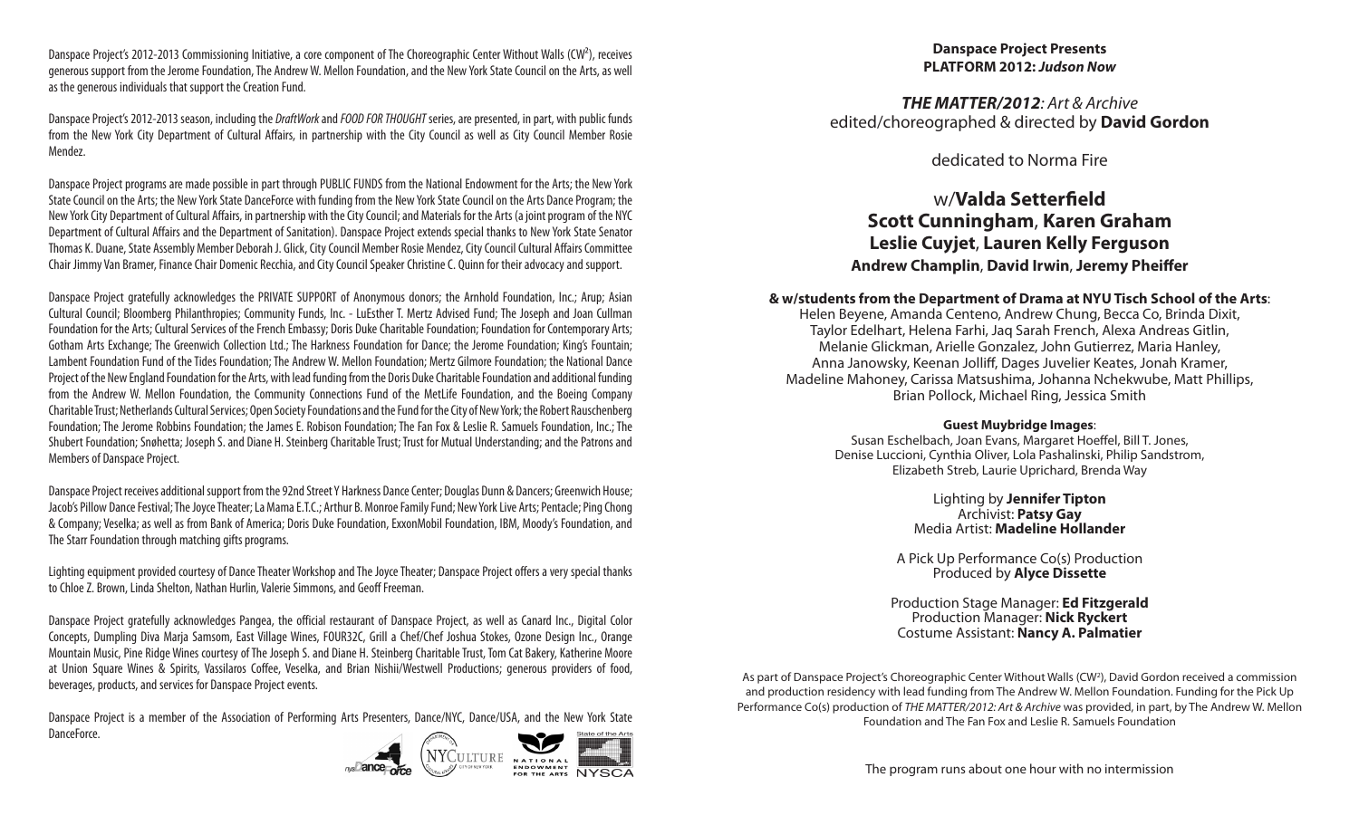Danspace Project's 2012-2013 Commissioning Initiative, a core component of The Choreographic Center Without Walls (CW²), receives generous support from the Jerome Foundation, The Andrew W. Mellon Foundation, and the New York State Council on the Arts, as well as the generous individuals that support the Creation Fund.

Danspace Project's 2012-2013 season, including the *DraftWork* and *FOOD FOR THOUGHT* series, are presented, in part, with public funds from the New York City Department of Cultural Affairs, in partnership with the City Council as well as City Council Member Rosie Mendez.

Danspace Project programs are made possible in part through PUBLIC FUNDS from the National Endowment for the Arts; the New York State Council on the Arts; the New York State DanceForce with funding from the New York State Council on the Arts Dance Program; the New York City Department of Cultural Affairs, in partnership with the City Council; and Materials for the Arts (a joint program of the NYC Department of Cultural Affairs and the Department of Sanitation). Danspace Project extends special thanks to New York State Senator Thomas K. Duane, State Assembly Member Deborah J. Glick, City Council Member Rosie Mendez, City Council Cultural Affairs Committee Chair Jimmy Van Bramer, Finance Chair Domenic Recchia, and City Council Speaker Christine C. Quinn for their advocacy and support.

Danspace Project gratefully acknowledges the PRIVATE SUPPORT of Anonymous donors; the Arnhold Foundation, Inc.; Arup; Asian Cultural Council; Bloomberg Philanthropies; Community Funds, Inc. - LuEsther T. Mertz Advised Fund; The Joseph and Joan Cullman Foundation for the Arts; Cultural Services of the French Embassy; Doris Duke Charitable Foundation; Foundation for Contemporary Arts; Gotham Arts Exchange; The Greenwich Collection Ltd.; The Harkness Foundation for Dance; the Jerome Foundation; King's Fountain; Lambent Foundation Fund of the Tides Foundation; The Andrew W. Mellon Foundation; Mertz Gilmore Foundation; the National Dance Project of the New England Foundation for the Arts, with lead funding from the Doris Duke Charitable Foundation and additional funding from the Andrew W. Mellon Foundation, the Community Connections Fund of the MetLife Foundation, and the Boeing Company Charitable Trust; Netherlands Cultural Services; Open Society Foundations and the Fund for the City of New York; the Robert Rauschenberg Foundation; The Jerome Robbins Foundation; the James E. Robison Foundation; The Fan Fox & Leslie R. Samuels Foundation, Inc.; The Shubert Foundation; Snøhetta; Joseph S. and Diane H. Steinberg Charitable Trust; Trust for Mutual Understanding; and the Patrons and Members of Danspace Project.

Danspace Project receives additional support from the 92nd Street Y Harkness Dance Center; Douglas Dunn & Dancers; Greenwich House; Jacob's Pillow Dance Festival; The Joyce Theater; La Mama E.T.C.; Arthur B. Monroe Family Fund; New York Live Arts; Pentacle; Ping Chong & Company; Veselka; as well as from Bank of America; Doris Duke Foundation, ExxonMobil Foundation, IBM, Moody's Foundation, and The Starr Foundation through matching gifts programs.

Lighting equipment provided courtesy of Dance Theater Workshop and The Joyce Theater; Danspace Project offers a very special thanks to Chloe Z. Brown, Linda Shelton, Nathan Hurlin, Valerie Simmons, and Geoff Freeman.

Danspace Project gratefully acknowledges Pangea, the official restaurant of Danspace Project, as well as Canard Inc., Digital Color Concepts, Dumpling Diva Marja Samsom, East Village Wines, FOUR32C, Grill a Chef/Chef Joshua Stokes, Ozone Design Inc., Orange Mountain Music, Pine Ridge Wines courtesy of The Joseph S. and Diane H. Steinberg Charitable Trust, Tom Cat Bakery, Katherine Moore at Union Square Wines & Spirits, Vassilaros Coffee, Veselka, and Brian Nishii/Westwell Productions; generous providers of food, beverages, products, and services for Danspace Project events.

Danspace Project is a member of the Association of Performing Arts Presenters, Dance/NYC, Dance/USA, and the New York State DanceForce.

**Danspace Project Presents**
**PLATFORM 2012: *Judson Now***

***THE MATTER/2012****: Art & Archive*
edited/choreographed & directed by **David Gordon**

dedicated to Norma Fire

w/**Valda Setterfield**
**Scott Cunningham**, **Karen Graham**
**Leslie Cuyjet**, **Lauren Kelly Ferguson**
**Andrew Champlin**, **David Irwin**, **Jeremy Pheiffer**

**& w/students from the Department of Drama at NYU Tisch School of the Arts**:
Helen Beyene, Amanda Centeno, Andrew Chung, Becca Co, Brinda Dixit, Taylor Edelhart, Helena Farhi, Jaq Sarah French, Alexa Andreas Gitlin, Melanie Glickman, Arielle Gonzalez, John Gutierrez, Maria Hanley, Anna Janowsky, Keenan Jolliff, Dages Juvelier Keates, Jonah Kramer, Madeline Mahoney, Carissa Matsushima, Johanna Nchekwube, Matt Phillips, Brian Pollock, Michael Ring, Jessica Smith

**Guest Muybridge Images**:
Susan Eschelbach, Joan Evans, Margaret Hoeffel, Bill T. Jones, Denise Luccioni, Cynthia Oliver, Lola Pashalinski, Philip Sandstrom, Elizabeth Streb, Laurie Uprichard, Brenda Way

Lighting by **Jennifer Tipton**
Archivist: **Patsy Gay**
Media Artist: **Madeline Hollander**

A Pick Up Performance Co(s) Production
Produced by **Alyce Dissette**

Production Stage Manager: **Ed Fitzgerald**
Production Manager: **Nick Ryckert**
Costume Assistant: **Nancy A. Palmatier**

As part of Danspace Project's Choreographic Center Without Walls (CW²), David Gordon received a commission and production residency with lead funding from The Andrew W. Mellon Foundation. Funding for the Pick Up Performance Co(s) production of *THE MATTER/2012: Art & Archive* was provided, in part, by The Andrew W. Mellon Foundation and The Fan Fox and Leslie R. Samuels Foundation

The program runs about one hour with no intermission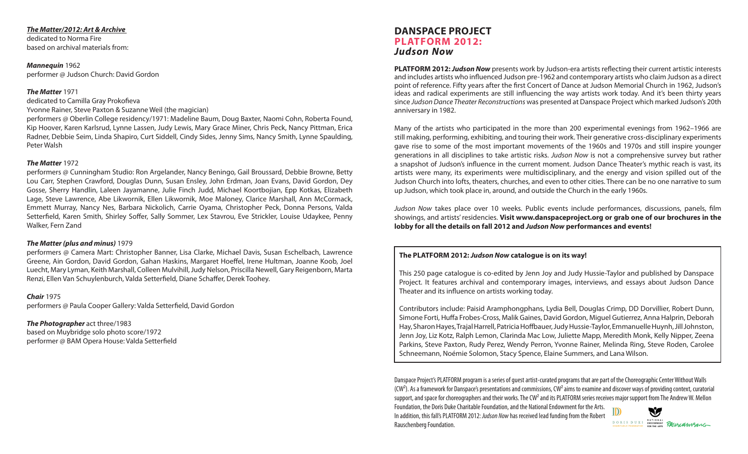***The Matter/2012: Art & Archive***

dedicated to Norma Fire
based on archival materials from:

***Mannequin*** 1962
performer @ Judson Church: David Gordon

***The Matter*** 1971
dedicated to Camilla Gray Prokofieva
Yvonne Rainer, Steve Paxton & Suzanne Weil (the magician)
performers @ Oberlin College residency/1971: Madeline Baum, Doug Baxter, Naomi Cohn, Roberta Found, Kip Hoover, Karen Karlsrud, Lynne Lassen, Judy Lewis, Mary Grace Miner, Chris Peck, Nancy Pittman, Erica Radner, Debbie Seim, Linda Shapiro, Curt Siddell, Cindy Sides, Jenny Sims, Nancy Smith, Lynne Spaulding, Peter Walsh

***The Matter*** 1972
performers @ Cunningham Studio: Ron Argelander, Nancy Beningo, Gail Broussard, Debbie Browne, Betty Lou Carr, Stephen Crawford, Douglas Dunn, Susan Ensley, John Erdman, Joan Evans, David Gordon, Dey Gosse, Sherry Handlin, Laleen Jayamanne, Julie Finch Judd, Michael Koortbojian, Epp Kotkas, Elizabeth Lage, Steve Lawrence, Abe Likwornik, Ellen Likwornik, Moe Maloney, Clarice Marshall, Ann McCormack, Emmett Murray, Nancy Nes, Barbara Nickolich, Carrie Oyama, Christopher Peck, Donna Persons, Valda Setterfield, Karen Smith, Shirley Soffer, Sally Sommer, Lex Stavrou, Eve Strickler, Louise Udaykee, Penny Walker, Fern Zand

***The Matter (plus and minus)*** 1979
performers @ Camera Mart: Christopher Banner, Lisa Clarke, Michael Davis, Susan Eschelbach, Lawrence Greene, Ain Gordon, David Gordon, Gahan Haskins, Margaret Hoeffel, Irene Hultman, Joanne Koob, Joel Luecht, Mary Lyman, Keith Marshall, Colleen Mulvihill, Judy Nelson, Priscilla Newell, Gary Reigenborn, Marta Renzi, Ellen Van Schuylenburch, Valda Setterfield, Diane Schaffer, Derek Toohey.

***Chair*** 1975
performers @ Paula Cooper Gallery: Valda Setterfield, David Gordon

***The Photographer*** act three/1983
based on Muybridge solo photo score/1972
performer @ BAM Opera House: Valda Setterfield

# DANSPACE PROJECT
## PLATFORM 2012:
## *Judson Now*

**PLATFORM 2012: *Judson Now*** presents work by Judson-era artists reflecting their current artistic interests and includes artists who influenced Judson pre-1962 and contemporary artists who claim Judson as a direct point of reference. Fifty years after the first Concert of Dance at Judson Memorial Church in 1962, Judson's ideas and radical experiments are still influencing the way artists work today. And it's been thirty years since *Judson Dance Theater Reconstructions* was presented at Danspace Project which marked Judson's 20th anniversary in 1982.

Many of the artists who participated in the more than 200 experimental evenings from 1962–1966 are still making, performing, exhibiting, and touring their work. Their generative cross-disciplinary experiments gave rise to some of the most important movements of the 1960s and 1970s and still inspire younger generations in all disciplines to take artistic risks. *Judson Now* is not a comprehensive survey but rather a snapshot of Judson's influence in the current moment. Judson Dance Theater's mythic reach is vast, its artists were many, its experiments were multidisciplinary, and the energy and vision spilled out of the Judson Church into lofts, theaters, churches, and even to other cities. There can be no one narrative to sum up Judson, which took place in, around, and outside the Church in the early 1960s.

*Judson Now* takes place over 10 weeks. Public events include performances, discussions, panels, film showings, and artists' residencies. **Visit www.danspaceproject.org or grab one of our brochures in the lobby for all the details on fall 2012 and *Judson Now* performances and events!**

**The PLATFORM 2012: *Judson Now* catalogue is on its way!**

This 250 page catalogue is co-edited by Jenn Joy and Judy Hussie-Taylor and published by Danspace Project. It features archival and contemporary images, interviews, and essays about Judson Dance Theater and its influence on artists working today.

Contributors include: Paisid Aramphongphans, Lydia Bell, Douglas Crimp, DD Dorvillier, Robert Dunn, Simone Forti, Huffa Frobes-Cross, Malik Gaines, David Gordon, Miguel Gutierrez, Anna Halprin, Deborah Hay, Sharon Hayes, Trajal Harrell, Patricia Hoffbauer, Judy Hussie-Taylor, Emmanuelle Huynh, Jill Johnston, Jenn Joy, Liz Kotz, Clarinda Mac Low, Juliette Mapp, Meredith Monk, Kelly Nipper, Zeena Parkins, Steve Paxton, Rudy Perez, Wendy Perron, Yvonne Rainer, Melinda Ring, Steve Roden, Carolee Schneemann, Noémie Solomon, Stacy Spence, Elaine Summers, and Lana Wilson.

Danspace Project's PLATFORM program is a series of guest artist-curated programs that are part of the Choreographic Center Without Walls ($CW^2$). As a framework for Danspace's presentations and commissions, $CW^2$ aims to examine and discover ways of providing context, curatorial support, and space for choreographers and their works. The $CW^2$ and its PLATFORM series receives major support from The Andrew W. Mellon Foundation, the Doris Duke Charitable Foundation, and the National Endowment for the Arts. In addition, this fall's PLATFORM 2012: *Judson Now* has received lead funding from the Robert Rauschenberg Foundation.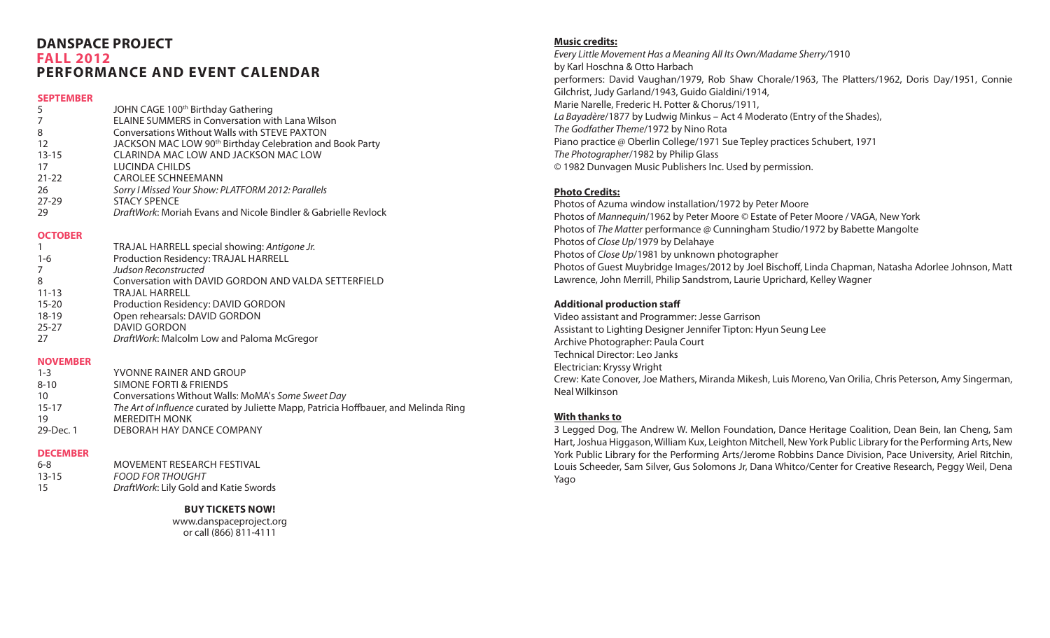## DANSPACE PROJECT
## FALL 2012
## PERFORMANCE AND EVENT CALENDAR

### SEPTEMBER

| | |
|---|---|
| 5 | JOHN CAGE 100th Birthday Gathering |
| 7 | ELAINE SUMMERS in Conversation with Lana Wilson |
| 8 | Conversations Without Walls with STEVE PAXTON |
| 12 | JACKSON MAC LOW 90th Birthday Celebration and Book Party |
| 13-15 | CLARINDA MAC LOW AND JACKSON MAC LOW |
| 17 | LUCINDA CHILDS |
| 21-22 | CAROLEE SCHNEEMANN |
| 26 | *Sorry I Missed Your Show: PLATFORM 2012: Parallels* |
| 27-29 | STACY SPENCE |
| 29 | *DraftWork*: Moriah Evans and Nicole Bindler & Gabrielle Revlock |

### OCTOBER

| | |
|---|---|
| 1 | TRAJAL HARRELL special showing: *Antigone Jr.* |
| 1-6 | Production Residency: TRAJAL HARRELL |
| 7 | *Judson Reconstructed* |
| 8 | Conversation with DAVID GORDON AND VALDA SETTERFIELD |
| 11-13 | TRAJAL HARRELL |
| 15-20 | Production Residency: DAVID GORDON |
| 18-19 | Open rehearsals: DAVID GORDON |
| 25-27 | DAVID GORDON |
| 27 | *DraftWork*: Malcolm Low and Paloma McGregor |

### NOVEMBER

| | |
|---|---|
| 1-3 | YVONNE RAINER AND GROUP |
| 8-10 | SIMONE FORTI & FRIENDS |
| 10 | Conversations Without Walls: MoMA's *Some Sweet Day* |
| 15-17 | *The Art of Influence* curated by Juliette Mapp, Patricia Hoffbauer, and Melinda Ring |
| 19 | MEREDITH MONK |
| 29-Dec. 1 | DEBORAH HAY DANCE COMPANY |

### DECEMBER

| | |
|---|---|
| 6-8 | MOVEMENT RESEARCH FESTIVAL |
| 13-15 | *FOOD FOR THOUGHT* |
| 15 | *DraftWork*: Lily Gold and Katie Swords |

**BUY TICKETS NOW!**
www.danspaceproject.org
or call (866) 811-4111

**Music credits:**

*Every Little Movement Has a Meaning All Its Own/Madame Sherry*/1910
by Karl Hoschna & Otto Harbach
performers: David Vaughan/1979, Rob Shaw Chorale/1963, The Platters/1962, Doris Day/1951, Connie Gilchrist, Judy Garland/1943, Guido Gialdini/1914,
Marie Narelle, Frederic H. Potter & Chorus/1911,
*La Bayadère*/1877 by Ludwig Minkus – Act 4 Moderato (Entry of the Shades),
*The Godfather Theme*/1972 by Nino Rota
Piano practice @ Oberlin College/1971 Sue Tepley practices Schubert, 1971
*The Photographer*/1982 by Philip Glass
© 1982 Dunvagen Music Publishers Inc. Used by permission.

**Photo Credits:**

Photos of Azuma window installation/1972 by Peter Moore
Photos of *Mannequin*/1962 by Peter Moore © Estate of Peter Moore / VAGA, New York
Photos of *The Matter* performance @ Cunningham Studio/1972 by Babette Mangolte
Photos of *Close Up*/1979 by Delahaye
Photos of *Close Up*/1981 by unknown photographer
Photos of Guest Muybridge Images/2012 by Joel Bischoff, Linda Chapman, Natasha Adorlee Johnson, Matt Lawrence, John Merrill, Philip Sandstrom, Laurie Uprichard, Kelley Wagner

**Additional production staff**

Video assistant and Programmer: Jesse Garrison
Assistant to Lighting Designer Jennifer Tipton: Hyun Seung Lee
Archive Photographer: Paula Court
Technical Director: Leo Janks
Electrician: Kryssy Wright
Crew: Kate Conover, Joe Mathers, Miranda Mikesh, Luis Moreno, Van Orilia, Chris Peterson, Amy Singerman, Neal Wilkinson

**With thanks to**

3 Legged Dog, The Andrew W. Mellon Foundation, Dance Heritage Coalition, Dean Bein, Ian Cheng, Sam Hart, Joshua Higgason, William Kux, Leighton Mitchell, New York Public Library for the Performing Arts, New York Public Library for the Performing Arts/Jerome Robbins Dance Division, Pace University, Ariel Ritchin, Louis Scheeder, Sam Silver, Gus Solomons Jr, Dana Whitco/Center for Creative Research, Peggy Weil, Dena Yago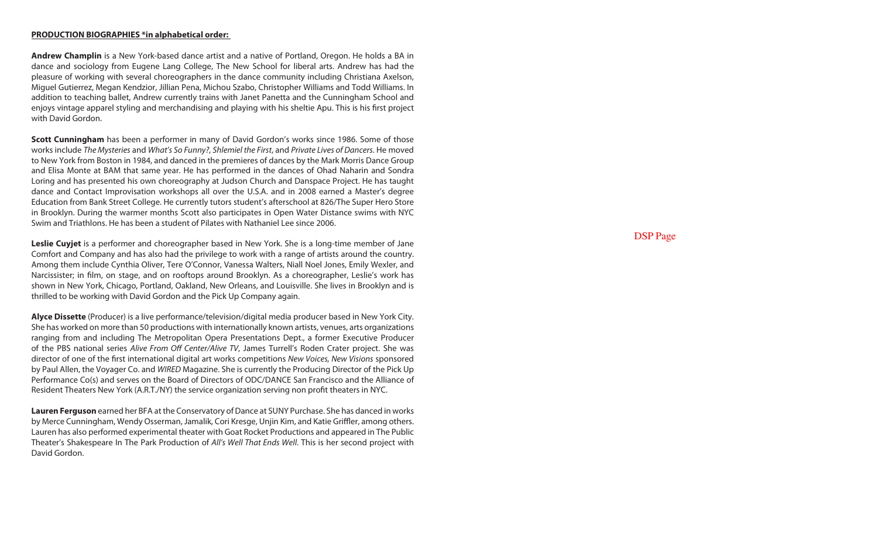**PRODUCTION BIOGRAPHIES *in alphabetical order:**

**Andrew Champlin** is a New York-based dance artist and a native of Portland, Oregon. He holds a BA in dance and sociology from Eugene Lang College, The New School for liberal arts. Andrew has had the pleasure of working with several choreographers in the dance community including Christiana Axelson, Miguel Gutierrez, Megan Kendzior, Jillian Pena, Michou Szabo, Christopher Williams and Todd Williams. In addition to teaching ballet, Andrew currently trains with Janet Panetta and the Cunningham School and enjoys vintage apparel styling and merchandising and playing with his sheltie Apu. This is his first project with David Gordon.

**Scott Cunningham** has been a performer in many of David Gordon's works since 1986. Some of those works include *The Mysteries* and *What's So Funny?*, *Shlemiel the First*, and *Private Lives of Dancers*. He moved to New York from Boston in 1984, and danced in the premieres of dances by the Mark Morris Dance Group and Elisa Monte at BAM that same year. He has performed in the dances of Ohad Naharin and Sondra Loring and has presented his own choreography at Judson Church and Danspace Project. He has taught dance and Contact Improvisation workshops all over the U.S.A. and in 2008 earned a Master's degree Education from Bank Street College. He currently tutors student's afterschool at 826/The Super Hero Store in Brooklyn. During the warmer months Scott also participates in Open Water Distance swims with NYC Swim and Triathlons. He has been a student of Pilates with Nathaniel Lee since 2006.

**Leslie Cuyjet** is a performer and choreographer based in New York. She is a long-time member of Jane Comfort and Company and has also had the privilege to work with a range of artists around the country. Among them include Cynthia Oliver, Tere O'Connor, Vanessa Walters, Niall Noel Jones, Emily Wexler, and Narcissister; in film, on stage, and on rooftops around Brooklyn. As a choreographer, Leslie's work has shown in New York, Chicago, Portland, Oakland, New Orleans, and Louisville. She lives in Brooklyn and is thrilled to be working with David Gordon and the Pick Up Company again.

**Alyce Dissette** (Producer) is a live performance/television/digital media producer based in New York City. She has worked on more than 50 productions with internationally known artists, venues, arts organizations ranging from and including The Metropolitan Opera Presentations Dept., a former Executive Producer of the PBS national series *Alive From Off Center/Alive TV*, James Turrell's Roden Crater project. She was director of one of the first international digital art works competitions *New Voices, New Visions* sponsored by Paul Allen, the Voyager Co. and *WIRED* Magazine. She is currently the Producing Director of the Pick Up Performance Co(s) and serves on the Board of Directors of ODC/DANCE San Francisco and the Alliance of Resident Theaters New York (A.R.T./NY) the service organization serving non profit theaters in NYC.

**Lauren Ferguson** earned her BFA at the Conservatory of Dance at SUNY Purchase. She has danced in works by Merce Cunningham, Wendy Osserman, Jamalik, Cori Kresge, Unjin Kim, and Katie Griffler, among others. Lauren has also performed experimental theater with Goat Rocket Productions and appeared in The Public Theater's Shakespeare In The Park Production of *All's Well That Ends Well*. This is her second project with David Gordon.

DSP Page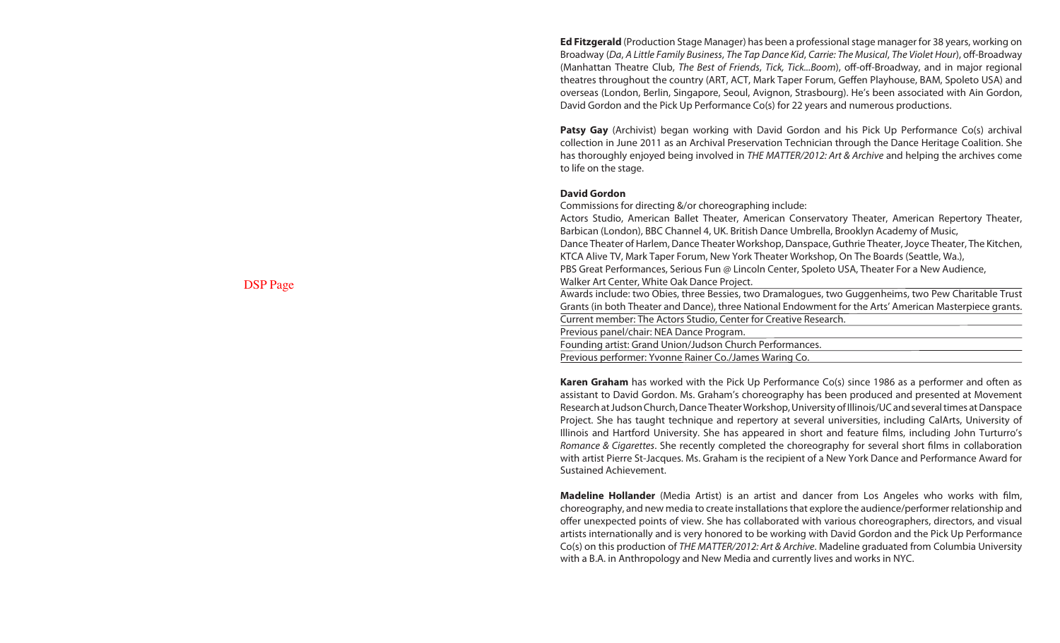DSP Page

**Ed Fitzgerald** (Production Stage Manager) has been a professional stage manager for 38 years, working on Broadway (*Da*, *A Little Family Business*, *The Tap Dance Kid*, *Carrie: The Musical*, *The Violet Hour*), off-Broadway (Manhattan Theatre Club, *The Best of Friends*, *Tick, Tick...Boom*), off-off-Broadway, and in major regional theatres throughout the country (ART, ACT, Mark Taper Forum, Geffen Playhouse, BAM, Spoleto USA) and overseas (London, Berlin, Singapore, Seoul, Avignon, Strasbourg). He's been associated with Ain Gordon, David Gordon and the Pick Up Performance Co(s) for 22 years and numerous productions.

**Patsy Gay** (Archivist) began working with David Gordon and his Pick Up Performance Co(s) archival collection in June 2011 as an Archival Preservation Technician through the Dance Heritage Coalition. She has thoroughly enjoyed being involved in *THE MATTER/2012: Art & Archive* and helping the archives come to life on the stage.

**David Gordon**

Commissions for directing &/or choreographing include:
Actors Studio, American Ballet Theater, American Conservatory Theater, American Repertory Theater, Barbican (London), BBC Channel 4, UK. British Dance Umbrella, Brooklyn Academy of Music, Dance Theater of Harlem, Dance Theater Workshop, Danspace, Guthrie Theater, Joyce Theater, The Kitchen, KTCA Alive TV, Mark Taper Forum, New York Theater Workshop, On The Boards (Seattle, Wa.), PBS Great Performances, Serious Fun @ Lincoln Center, Spoleto USA, Theater For a New Audience, Walker Art Center, White Oak Dance Project.

Awards include: two Obies, three Bessies, two Dramalogues, two Guggenheims, two Pew Charitable Trust Grants (in both Theater and Dance), three National Endowment for the Arts' American Masterpiece grants.

Current member: The Actors Studio, Center for Creative Research.

Previous panel/chair: NEA Dance Program.

Founding artist: Grand Union/Judson Church Performances.

Previous performer: Yvonne Rainer Co./James Waring Co.

**Karen Graham** has worked with the Pick Up Performance Co(s) since 1986 as a performer and often as assistant to David Gordon. Ms. Graham's choreography has been produced and presented at Movement Research at Judson Church, Dance Theater Workshop, University of Illinois/UC and several times at Danspace Project. She has taught technique and repertory at several universities, including CalArts, University of Illinois and Hartford University. She has appeared in short and feature films, including John Turturro's *Romance & Cigarettes*. She recently completed the choreography for several short films in collaboration with artist Pierre St-Jacques. Ms. Graham is the recipient of a New York Dance and Performance Award for Sustained Achievement.

**Madeline Hollander** (Media Artist) is an artist and dancer from Los Angeles who works with film, choreography, and new media to create installations that explore the audience/performer relationship and offer unexpected points of view. She has collaborated with various choreographers, directors, and visual artists internationally and is very honored to be working with David Gordon and the Pick Up Performance Co(s) on this production of *THE MATTER/2012: Art & Archive*. Madeline graduated from Columbia University with a B.A. in Anthropology and New Media and currently lives and works in NYC.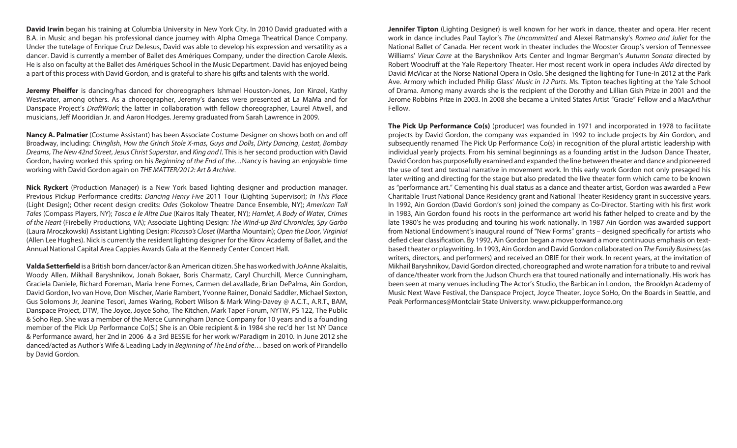**David Irwin** began his training at Columbia University in New York City. In 2010 David graduated with a B.A. in Music and began his professional dance journey with Alpha Omega Theatrical Dance Company. Under the tutelage of Enrique Cruz DeJesus, David was able to develop his expression and versatility as a dancer. David is currently a member of Ballet des Amériques Company, under the direction Carole Alexis. He is also on faculty at the Ballet des Amériques School in the Music Department. David has enjoyed being a part of this process with David Gordon, and is grateful to share his gifts and talents with the world.

**Jeremy Pheiffer** is dancing/has danced for choreographers Ishmael Houston-Jones, Jon Kinzel, Kathy Westwater, among others. As a choreographer, Jeremy's dances were presented at La MaMa and for Danspace Project's *DraftWork*; the latter in collaboration with fellow choreographer, Laurel Atwell, and musicians, Jeff Mooridian Jr. and Aaron Hodges. Jeremy graduated from Sarah Lawrence in 2009.

**Nancy A. Palmatier** (Costume Assistant) has been Associate Costume Designer on shows both on and off Broadway, including: *Chinglish*, *How the Grinch Stole X-mas*, *Guys and Dolls*, *Dirty Dancing*, *Lestat*, *Bombay Dreams*, *The New 42nd Street*, *Jesus Christ Superstar*, and *King and I*. This is her second production with David Gordon, having worked this spring on his *Beginning of the End of the*…Nancy is having an enjoyable time working with David Gordon again on *THE MATTER/2012: Art & Archive*.

**Nick Ryckert** (Production Manager) is a New York based lighting designer and production manager. Previous Pickup Performance credits: *Dancing Henry Five* 2011 Tour (Lighting Supervisor); *In This Place* (Light Design); Other recent design credits: *Odes* (Sokolow Theatre Dance Ensemble, NY); *American Tall Tales* (Compass Players, NY); *Tosca e le Altre Due* (Kairos Italy Theater, NY); *Hamlet, A Body of Water, Crimes of the Heart* (Firebelly Productions, VA); Associate Lighting Design: *The Wind-up Bird Chronicles, Spy Garbo* (Laura Mroczkowski) Assistant Lighting Design: *Picasso's Closet* (Martha Mountain); *Open the Door, Virginia!* (Allen Lee Hughes). Nick is currently the resident lighting designer for the Kirov Academy of Ballet, and the Annual National Capital Area Cappies Awards Gala at the Kennedy Center Concert Hall.

**Valda Setterfield** is a British born dancer/actor & an American citizen. She has worked with JoAnne Akalaitis, Woody Allen, Mikhail Baryshnikov, Jonah Bokaer, Boris Charmatz, Caryl Churchill, Merce Cunningham, Graciela Daniele, Richard Foreman, Maria Irene Fornes, Carmen deLavallade, Brian DePalma, Ain Gordon, David Gordon, Ivo van Hove, Don Mischer, Marie Rambert, Yvonne Rainer, Donald Saddler, Michael Sexton, Gus Solomons Jr, Jeanine Tesori, James Waring, Robert Wilson & Mark Wing-Davey @ A.C.T., A.R.T., BAM, Danspace Project, DTW, The Joyce, Joyce Soho, The Kitchen, Mark Taper Forum, NYTW, PS 122, The Public & Soho Rep. She was a member of the Merce Cunningham Dance Company for 10 years and is a founding member of the Pick Up Performance Co(S.) She is an Obie recipient & in 1984 she rec'd her 1st NY Dance & Performance award, her 2nd in 2006 & a 3rd BESSIE for her work w/Paradigm in 2010. In June 2012 she danced/acted as Author's Wife & Leading Lady in *Beginning of The End of the*… based on work of Pirandello by David Gordon.

**Jennifer Tipton** (Lighting Designer) is well known for her work in dance, theater and opera. Her recent work in dance includes Paul Taylor's *The Uncommitted* and Alexei Ratmansky's *Romeo and Juliet* for the National Ballet of Canada. Her recent work in theater includes the Wooster Group's version of Tennessee Williams' *Vieux Carre* at the Baryshnikov Arts Center and Ingmar Bergman's *Autumn Sonata* directed by Robert Woodruff at the Yale Repertory Theater. Her most recent work in opera includes *Aida* directed by David McVicar at the Norse National Opera in Oslo. She designed the lighting for Tune-In 2012 at the Park Ave. Armory which included Philip Glass' *Music in 12 Parts*. Ms. Tipton teaches lighting at the Yale School of Drama. Among many awards she is the recipient of the Dorothy and Lillian Gish Prize in 2001 and the Jerome Robbins Prize in 2003. In 2008 she became a United States Artist "Gracie" Fellow and a MacArthur Fellow.

**The Pick Up Performance Co(s)** (producer) was founded in 1971 and incorporated in 1978 to facilitate projects by David Gordon, the company was expanded in 1992 to include projects by Ain Gordon, and subsequently renamed The Pick Up Performance Co(s) in recognition of the plural artistic leadership with individual yearly projects. From his seminal beginnings as a founding artist in the Judson Dance Theater, David Gordon has purposefully examined and expanded the line between theater and dance and pioneered the use of text and textual narrative in movement work. In this early work Gordon not only presaged his later writing and directing for the stage but also predated the live theater form which came to be known as "performance art." Cementing his dual status as a dance and theater artist, Gordon was awarded a Pew Charitable Trust National Dance Residency grant and National Theater Residency grant in successive years. In 1992, Ain Gordon (David Gordon's son) joined the company as Co-Director. Starting with his first work in 1983, Ain Gordon found his roots in the performance art world his father helped to create and by the late 1980's he was producing and touring his work nationally. In 1987 Ain Gordon was awarded support from National Endowment's inaugural round of "New Forms" grants – designed specifically for artists who defied clear classification. By 1992, Ain Gordon began a move toward a more continuous emphasis on text-based theater or playwriting. In 1993, Ain Gordon and David Gordon collaborated on *The Family Business* (as writers, directors, and performers) and received an OBIE for their work. In recent years, at the invitation of Mikhail Baryshnikov, David Gordon directed, choreographed and wrote narration for a tribute to and revival of dance/theater work from the Judson Church era that toured nationally and internationally. His work has been seen at many venues including The Actor's Studio, the Barbican in London, the Brooklyn Academy of Music Next Wave Festival, the Danspace Project, Joyce Theater, Joyce SoHo, On the Boards in Seattle, and Peak Performances@Montclair State University. www.pickupperformance.org